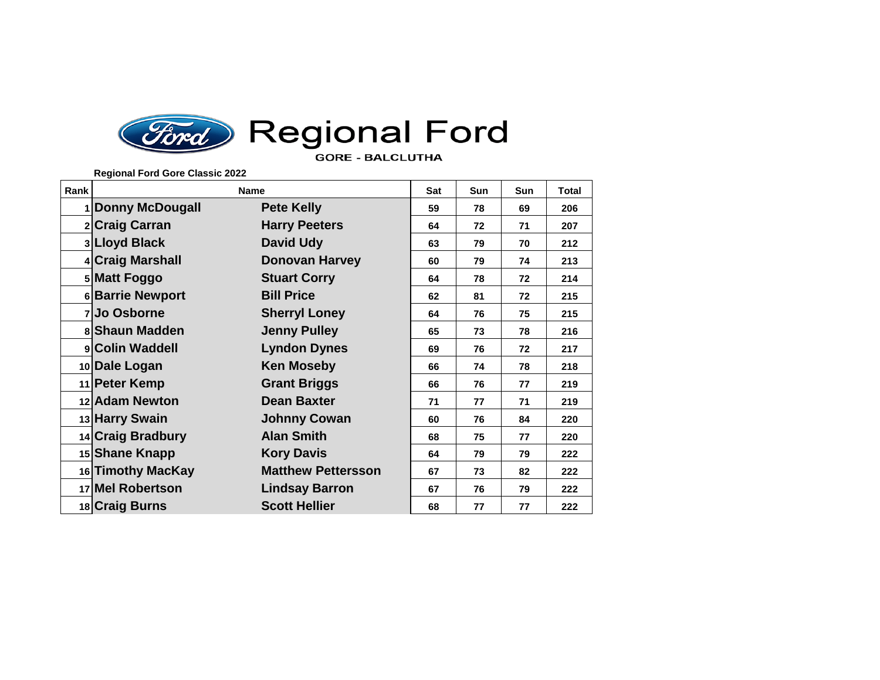# Regional Ford

GORE - BALCLUTHA

**Regional Ford Gore Classic 2022**

| Rank | Name | | Sat | Sun | Sun | Total |
|---|---|---|---|---|---|---|
| 1 | Donny McDougall | Pete Kelly | 59 | 78 | 69 | 206 |
| 2 | Craig Carran | Harry Peeters | 64 | 72 | 71 | 207 |
| 3 | Lloyd Black | David Udy | 63 | 79 | 70 | 212 |
| 4 | Craig Marshall | Donovan Harvey | 60 | 79 | 74 | 213 |
| 5 | Matt Foggo | Stuart Corry | 64 | 78 | 72 | 214 |
| 6 | Barrie Newport | Bill Price | 62 | 81 | 72 | 215 |
| 7 | Jo Osborne | Sherryl Loney | 64 | 76 | 75 | 215 |
| 8 | Shaun Madden | Jenny Pulley | 65 | 73 | 78 | 216 |
| 9 | Colin Waddell | Lyndon Dynes | 69 | 76 | 72 | 217 |
| 10 | Dale Logan | Ken Moseby | 66 | 74 | 78 | 218 |
| 11 | Peter Kemp | Grant Briggs | 66 | 76 | 77 | 219 |
| 12 | Adam Newton | Dean Baxter | 71 | 77 | 71 | 219 |
| 13 | Harry Swain | Johnny Cowan | 60 | 76 | 84 | 220 |
| 14 | Craig Bradbury | Alan Smith | 68 | 75 | 77 | 220 |
| 15 | Shane Knapp | Kory Davis | 64 | 79 | 79 | 222 |
| 16 | Timothy MacKay | Matthew Pettersson | 67 | 73 | 82 | 222 |
| 17 | Mel Robertson | Lindsay Barron | 67 | 76 | 79 | 222 |
| 18 | Craig Burns | Scott Hellier | 68 | 77 | 77 | 222 |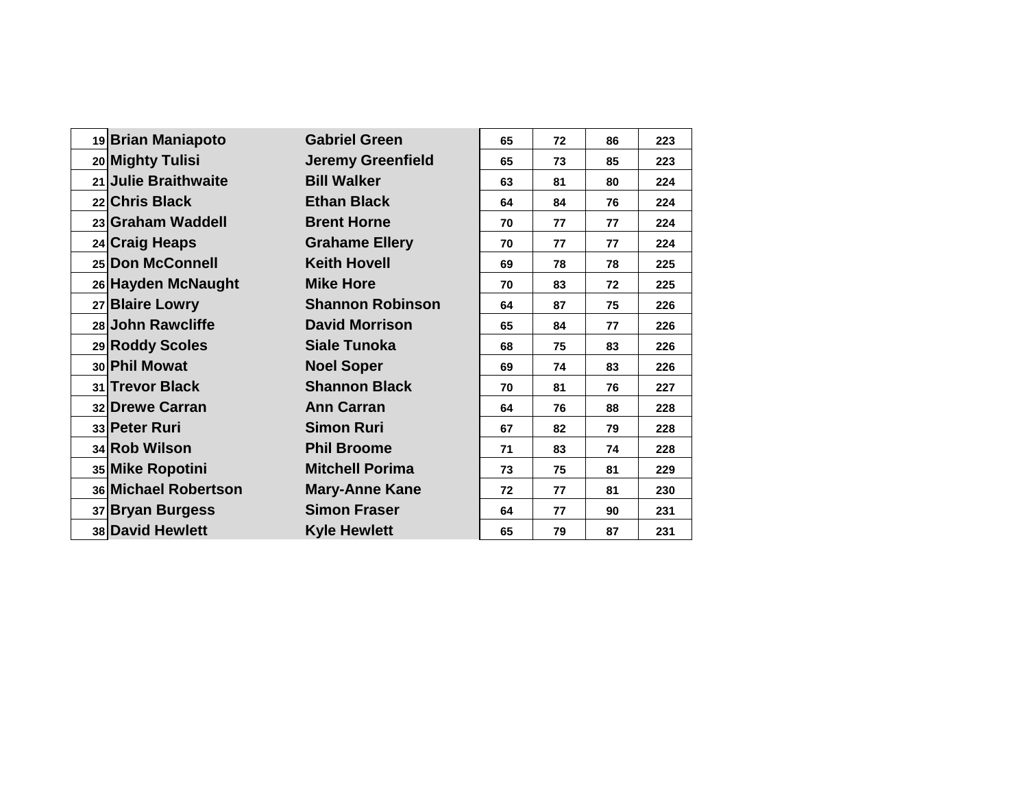| | | | | | | |
|---|---|---|---|---|---|---|
| 19 | **Brian Maniapoto** | **Gabriel Green** | 65 | 72 | 86 | 223 |
| 20 | **Mighty Tulisi** | **Jeremy Greenfield** | 65 | 73 | 85 | 223 |
| 21 | **Julie Braithwaite** | **Bill Walker** | 63 | 81 | 80 | 224 |
| 22 | **Chris Black** | **Ethan Black** | 64 | 84 | 76 | 224 |
| 23 | **Graham Waddell** | **Brent Horne** | 70 | 77 | 77 | 224 |
| 24 | **Craig Heaps** | **Grahame Ellery** | 70 | 77 | 77 | 224 |
| 25 | **Don McConnell** | **Keith Hovell** | 69 | 78 | 78 | 225 |
| 26 | **Hayden McNaught** | **Mike Hore** | 70 | 83 | 72 | 225 |
| 27 | **Blaire Lowry** | **Shannon Robinson** | 64 | 87 | 75 | 226 |
| 28 | **John Rawcliffe** | **David Morrison** | 65 | 84 | 77 | 226 |
| 29 | **Roddy Scoles** | **Siale Tunoka** | 68 | 75 | 83 | 226 |
| 30 | **Phil Mowat** | **Noel Soper** | 69 | 74 | 83 | 226 |
| 31 | **Trevor Black** | **Shannon Black** | 70 | 81 | 76 | 227 |
| 32 | **Drewe Carran** | **Ann Carran** | 64 | 76 | 88 | 228 |
| 33 | **Peter Ruri** | **Simon Ruri** | 67 | 82 | 79 | 228 |
| 34 | **Rob Wilson** | **Phil Broome** | 71 | 83 | 74 | 228 |
| 35 | **Mike Ropotini** | **Mitchell Porima** | 73 | 75 | 81 | 229 |
| 36 | **Michael Robertson** | **Mary-Anne Kane** | 72 | 77 | 81 | 230 |
| 37 | **Bryan Burgess** | **Simon Fraser** | 64 | 77 | 90 | 231 |
| 38 | **David Hewlett** | **Kyle Hewlett** | 65 | 79 | 87 | 231 |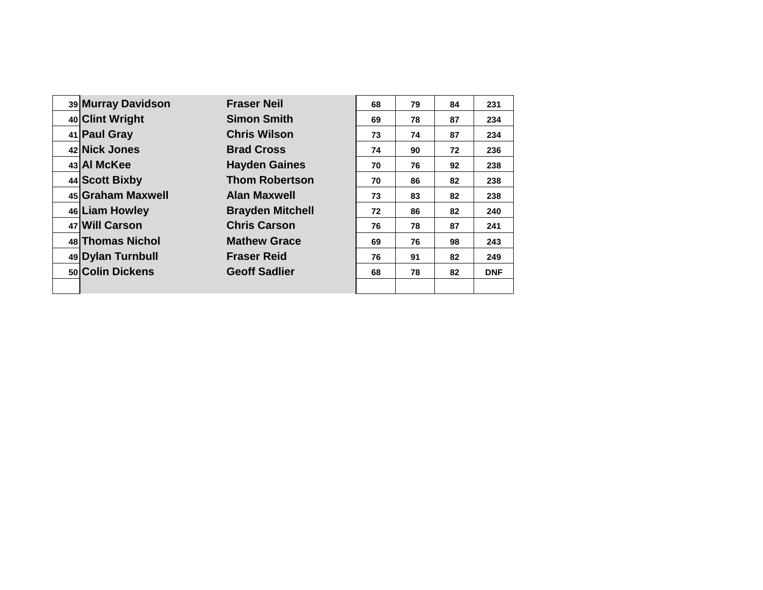| | | | | | | |
|---|---|---|---|---|---|---|
| 39 | **Murray Davidson** | **Fraser Neil** | 68 | 79 | 84 | 231 |
| 40 | **Clint Wright** | **Simon Smith** | 69 | 78 | 87 | 234 |
| 41 | **Paul Gray** | **Chris Wilson** | 73 | 74 | 87 | 234 |
| 42 | **Nick Jones** | **Brad Cross** | 74 | 90 | 72 | 236 |
| 43 | **Al McKee** | **Hayden Gaines** | 70 | 76 | 92 | 238 |
| 44 | **Scott Bixby** | **Thom Robertson** | 70 | 86 | 82 | 238 |
| 45 | **Graham Maxwell** | **Alan Maxwell** | 73 | 83 | 82 | 238 |
| 46 | **Liam Howley** | **Brayden Mitchell** | 72 | 86 | 82 | 240 |
| 47 | **Will Carson** | **Chris Carson** | 76 | 78 | 87 | 241 |
| 48 | **Thomas Nichol** | **Mathew Grace** | 69 | 76 | 98 | 243 |
| 49 | **Dylan Turnbull** | **Fraser Reid** | 76 | 91 | 82 | 249 |
| 50 | **Colin Dickens** | **Geoff Sadlier** | 68 | 78 | 82 | DNF |
| | | | | | | |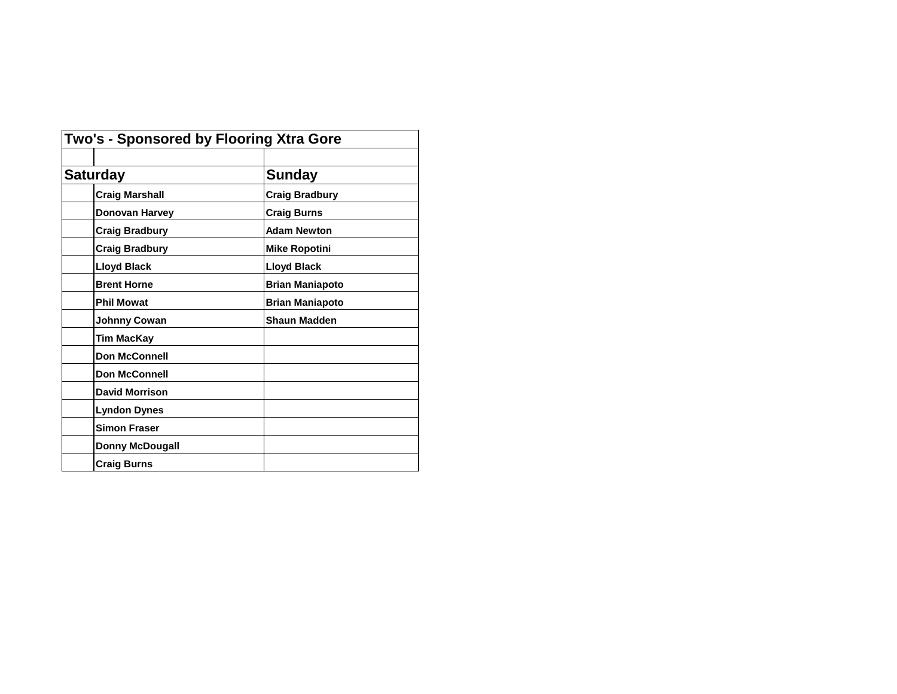| Two's - Sponsored by Flooring Xtra Gore | | |
|---|---|---|
| | | |
| **Saturday** | | **Sunday** |
| | **Craig Marshall** | **Craig Bradbury** |
| | **Donovan Harvey** | **Craig Burns** |
| | **Craig Bradbury** | **Adam Newton** |
| | **Craig Bradbury** | **Mike Ropotini** |
| | **Lloyd Black** | **Lloyd Black** |
| | **Brent Horne** | **Brian Maniapoto** |
| | **Phil Mowat** | **Brian Maniapoto** |
| | **Johnny Cowan** | **Shaun Madden** |
| | **Tim MacKay** | |
| | **Don McConnell** | |
| | **Don McConnell** | |
| | **David Morrison** | |
| | **Lyndon Dynes** | |
| | **Simon Fraser** | |
| | **Donny McDougall** | |
| | **Craig Burns** | |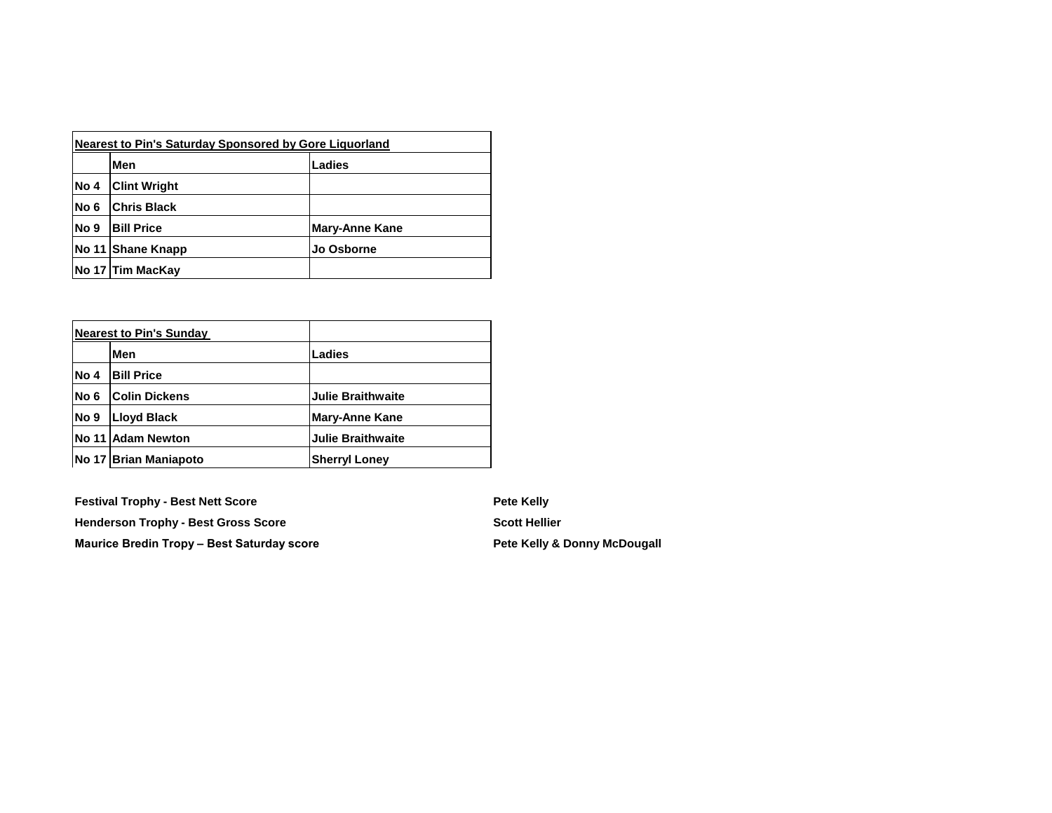| Nearest to Pin's Saturday Sponsored by Gore Liquorland | | |
|---|---|---|
| | **Men** | **Ladies** |
| No 4 | Clint Wright | |
| No 6 | Chris Black | |
| No 9 | Bill Price | Mary-Anne Kane |
| No 11 | Shane Knapp | Jo Osborne |
| No 17 | Tim MacKay | |

| Nearest to Pin's Sunday | | |
|---|---|---|
| | **Men** | **Ladies** |
| No 4 | Bill Price | |
| No 6 | Colin Dickens | Julie Braithwaite |
| No 9 | Lloyd Black | Mary-Anne Kane |
| No 11 | Adam Newton | Julie Braithwaite |
| No 17 | Brian Maniapoto | Sherryl Loney |

| | |
|---|---|
| **Festival Trophy - Best Nett Score** | **Pete Kelly** |
| **Henderson Trophy - Best Gross Score** | **Scott Hellier** |
| **Maurice Bredin Tropy – Best Saturday score** | **Pete Kelly & Donny McDougall** |